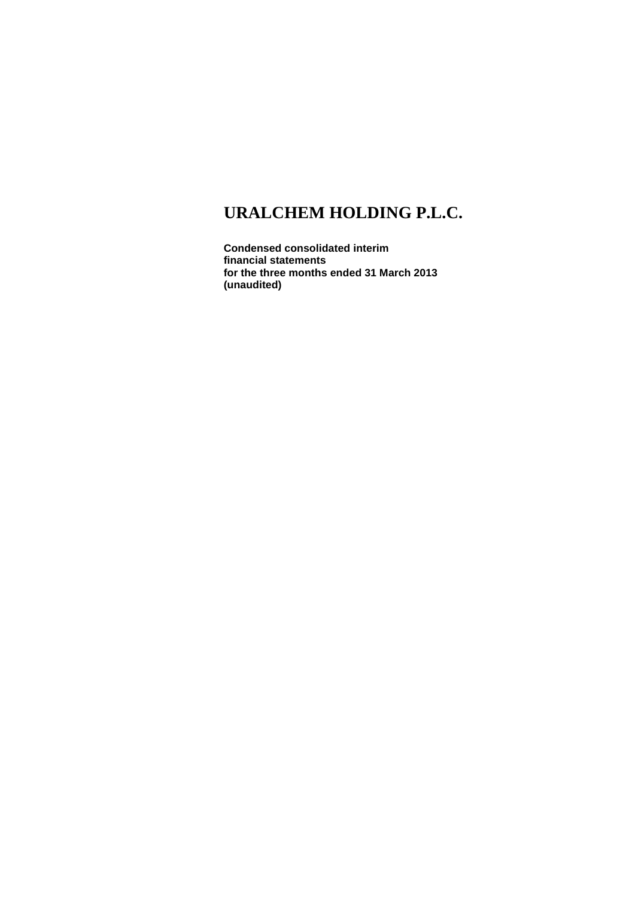# URALCHEM HOLDING P.L.C.

**Condensed consolidated interim financial statements for the three months ended 31 March 2013 (unaudited)**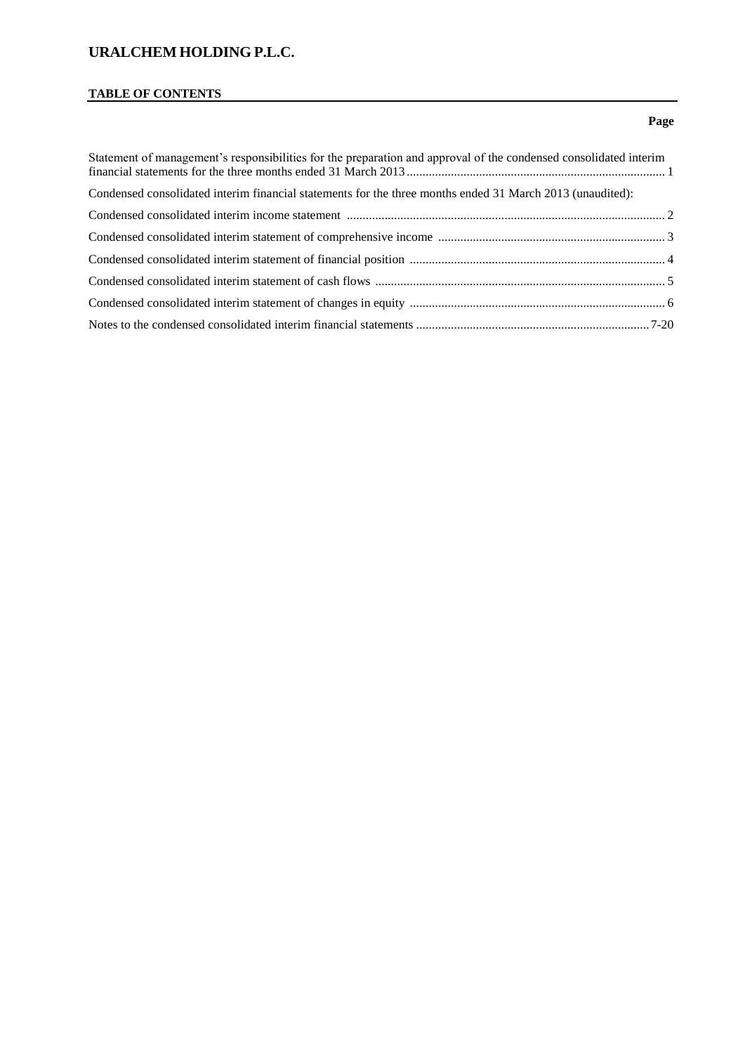# URALCHEM HOLDING P.L.C.

## TABLE OF CONTENTS

| | Page |
|---|---|
| Statement of management's responsibilities for the preparation and approval of the condensed consolidated interim financial statements for the three months ended 31 March 2013 | 1 |
| Condensed consolidated interim financial statements for the three months ended 31 March 2013 (unaudited): | |
| Condensed consolidated interim income statement | 2 |
| Condensed consolidated interim statement of comprehensive income | 3 |
| Condensed consolidated interim statement of financial position | 4 |
| Condensed consolidated interim statement of cash flows | 5 |
| Condensed consolidated interim statement of changes in equity | 6 |
| Notes to the condensed consolidated interim financial statements | 7-20 |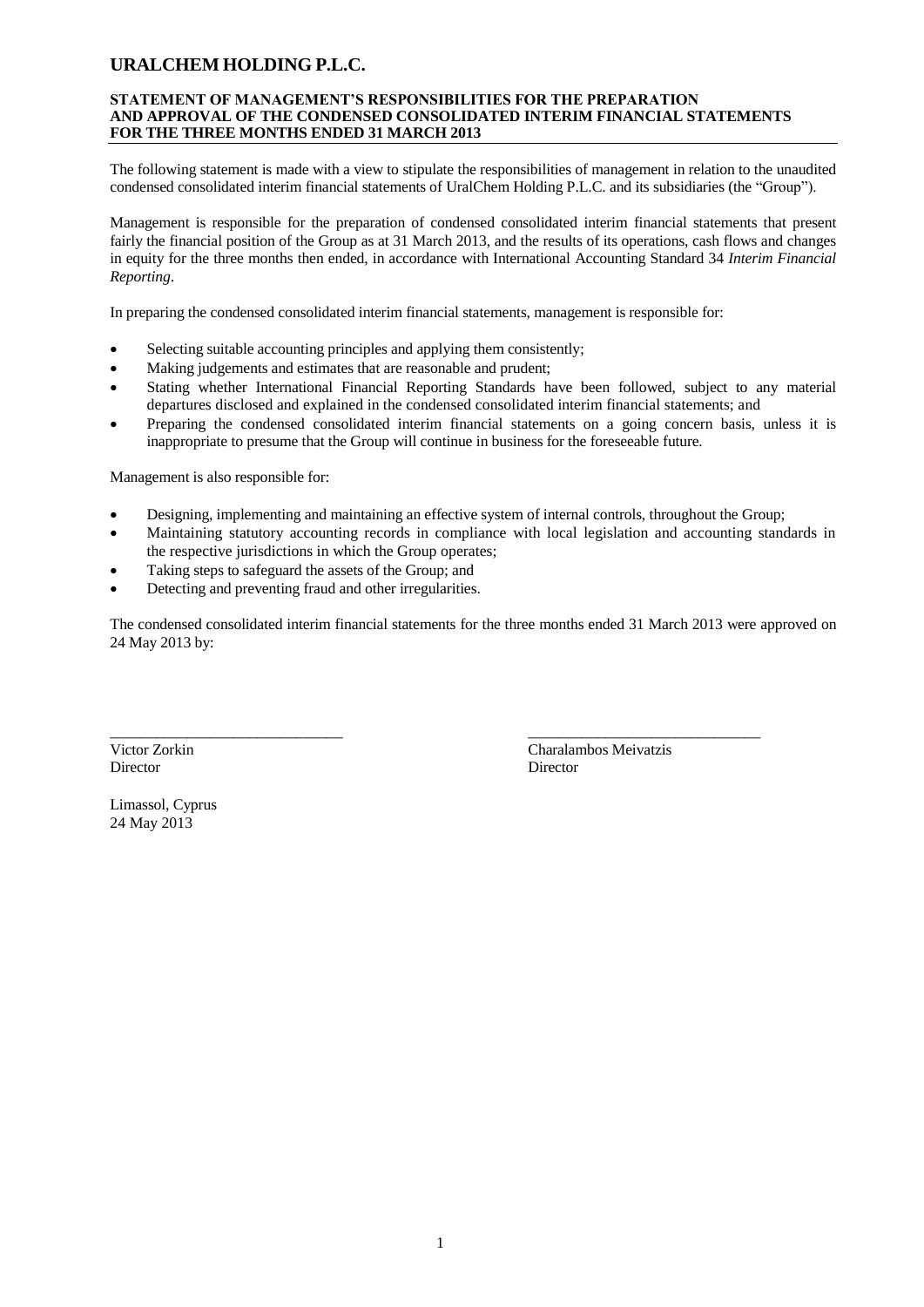# URALCHEM HOLDING P.L.C.

## STATEMENT OF MANAGEMENT'S RESPONSIBILITIES FOR THE PREPARATION AND APPROVAL OF THE CONDENSED CONSOLIDATED INTERIM FINANCIAL STATEMENTS FOR THE THREE MONTHS ENDED 31 MARCH 2013

The following statement is made with a view to stipulate the responsibilities of management in relation to the unaudited condensed consolidated interim financial statements of UralChem Holding P.L.C. and its subsidiaries (the "Group").

Management is responsible for the preparation of condensed consolidated interim financial statements that present fairly the financial position of the Group as at 31 March 2013, and the results of its operations, cash flows and changes in equity for the three months then ended, in accordance with International Accounting Standard 34 *Interim Financial Reporting*.

In preparing the condensed consolidated interim financial statements, management is responsible for:

- Selecting suitable accounting principles and applying them consistently;
- Making judgements and estimates that are reasonable and prudent;
- Stating whether International Financial Reporting Standards have been followed, subject to any material departures disclosed and explained in the condensed consolidated interim financial statements; and
- Preparing the condensed consolidated interim financial statements on a going concern basis, unless it is inappropriate to presume that the Group will continue in business for the foreseeable future.

Management is also responsible for:

- Designing, implementing and maintaining an effective system of internal controls, throughout the Group;
- Maintaining statutory accounting records in compliance with local legislation and accounting standards in the respective jurisdictions in which the Group operates;
- Taking steps to safeguard the assets of the Group; and
- Detecting and preventing fraud and other irregularities.

The condensed consolidated interim financial statements for the three months ended 31 March 2013 were approved on 24 May 2013 by:

\_\_\_\_\_\_\_\_\_\_\_\_\_\_\_\_\_\_\_\_\_\_\_\_\_\_\_\_\_\_
Victor Zorkin
Director

\_\_\_\_\_\_\_\_\_\_\_\_\_\_\_\_\_\_\_\_\_\_\_\_\_\_\_\_\_\_
Charalambos Meivatzis
Director

Limassol, Cyprus
24 May 2013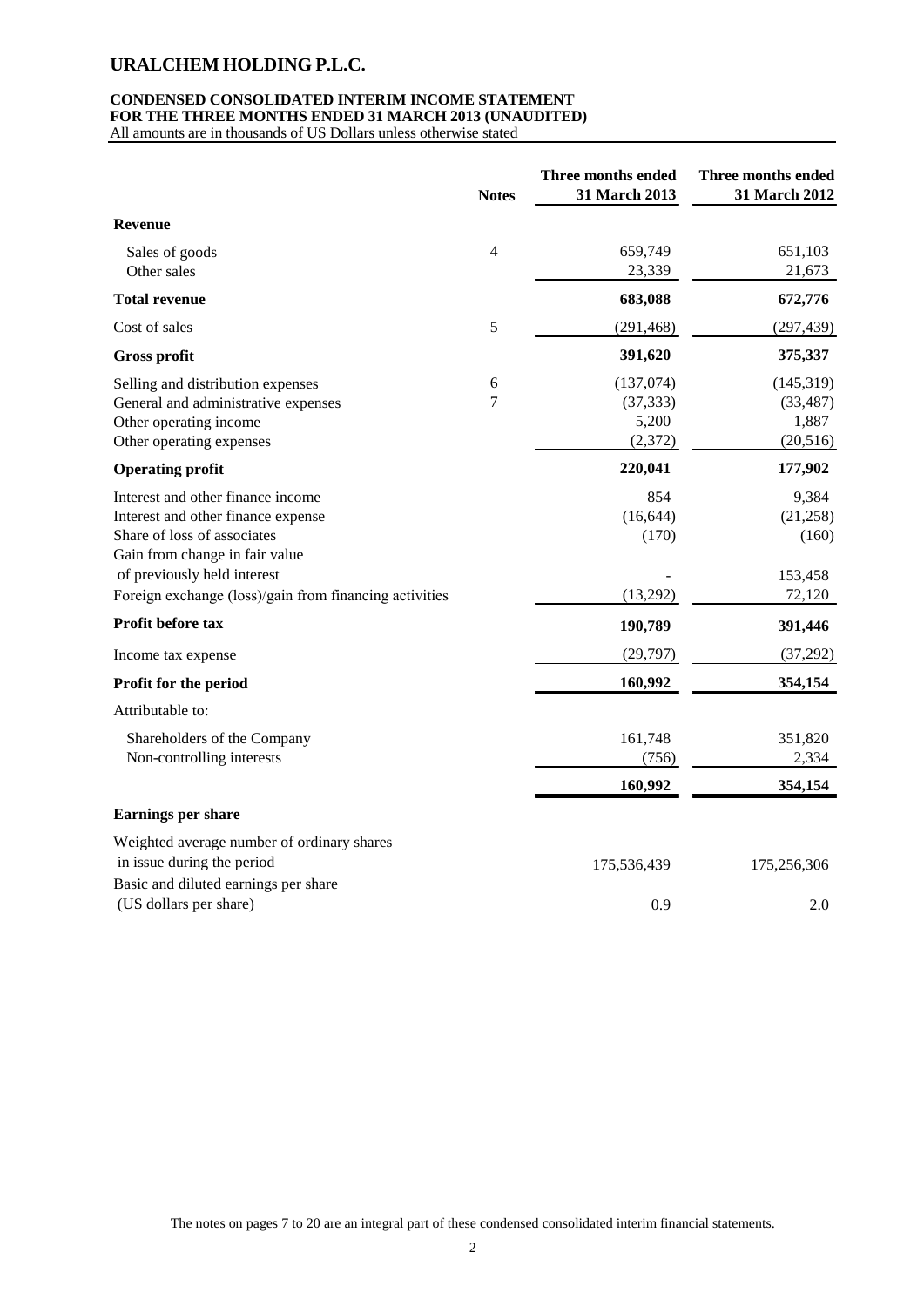# URALCHEM HOLDING P.L.C.

**CONDENSED CONSOLIDATED INTERIM INCOME STATEMENT**
**FOR THE THREE MONTHS ENDED 31 MARCH 2013 (UNAUDITED)**
All amounts are in thousands of US Dollars unless otherwise stated

| | Notes | Three months ended 31 March 2013 | Three months ended 31 March 2012 |
|---|---|---|---|
| **Revenue** | | | |
| Sales of goods | 4 | 659,749 | 651,103 |
| Other sales | | 23,339 | 21,673 |
| **Total revenue** | | **683,088** | **672,776** |
| Cost of sales | 5 | (291,468) | (297,439) |
| **Gross profit** | | **391,620** | **375,337** |
| Selling and distribution expenses | 6 | (137,074) | (145,319) |
| General and administrative expenses | 7 | (37,333) | (33,487) |
| Other operating income | | 5,200 | 1,887 |
| Other operating expenses | | (2,372) | (20,516) |
| **Operating profit** | | **220,041** | **177,902** |
| Interest and other finance income | | 854 | 9,384 |
| Interest and other finance expense | | (16,644) | (21,258) |
| Share of loss of associates | | (170) | (160) |
| Gain from change in fair value of previously held interest | | - | 153,458 |
| Foreign exchange (loss)/gain from financing activities | | (13,292) | 72,120 |
| **Profit before tax** | | **190,789** | **391,446** |
| Income tax expense | | (29,797) | (37,292) |
| **Profit for the period** | | **160,992** | **354,154** |
| Attributable to: | | | |
| Shareholders of the Company | | 161,748 | 351,820 |
| Non-controlling interests | | (756) | 2,334 |
| | | **160,992** | **354,154** |
| **Earnings per share** | | | |
| Weighted average number of ordinary shares in issue during the period | | 175,536,439 | 175,256,306 |
| Basic and diluted earnings per share (US dollars per share) | | 0.9 | 2.0 |

The notes on pages 7 to 20 are an integral part of these condensed consolidated interim financial statements.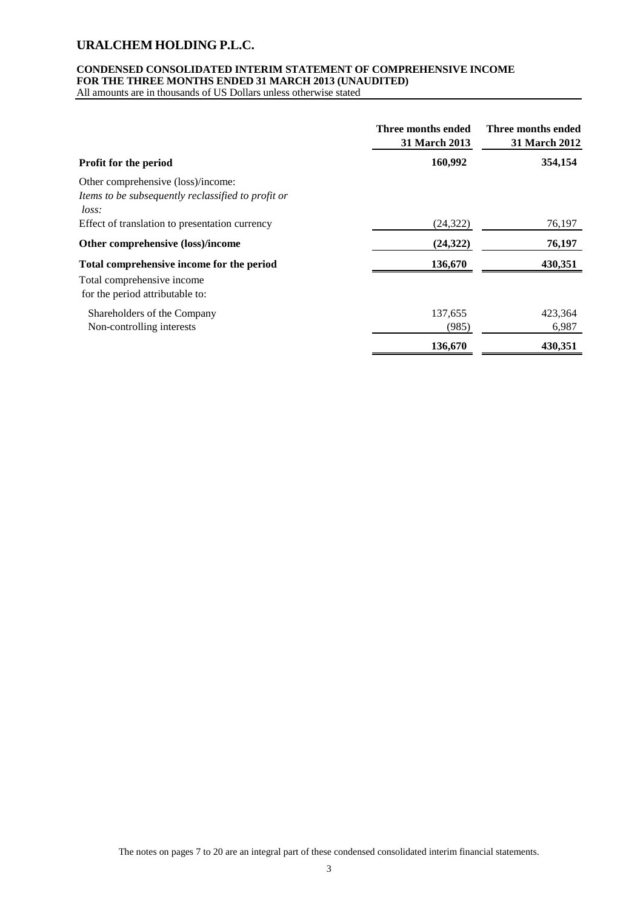# URALCHEM HOLDING P.L.C.

## CONDENSED CONSOLIDATED INTERIM STATEMENT OF COMPREHENSIVE INCOME FOR THE THREE MONTHS ENDED 31 MARCH 2013 (UNAUDITED)

All amounts are in thousands of US Dollars unless otherwise stated

| | Three months ended 31 March 2013 | Three months ended 31 March 2012 |
|---|---|---|
| **Profit for the period** | **160,992** | **354,154** |
| Other comprehensive (loss)/income: | | |
| *Items to be subsequently reclassified to profit or loss:* | | |
| Effect of translation to presentation currency | (24,322) | 76,197 |
| **Other comprehensive (loss)/income** | **(24,322)** | **76,197** |
| **Total comprehensive income for the period** | **136,670** | **430,351** |
| Total comprehensive income for the period attributable to: | | |
| Shareholders of the Company | 137,655 | 423,364 |
| Non-controlling interests | (985) | 6,987 |
| | **136,670** | **430,351** |

The notes on pages 7 to 20 are an integral part of these condensed consolidated interim financial statements.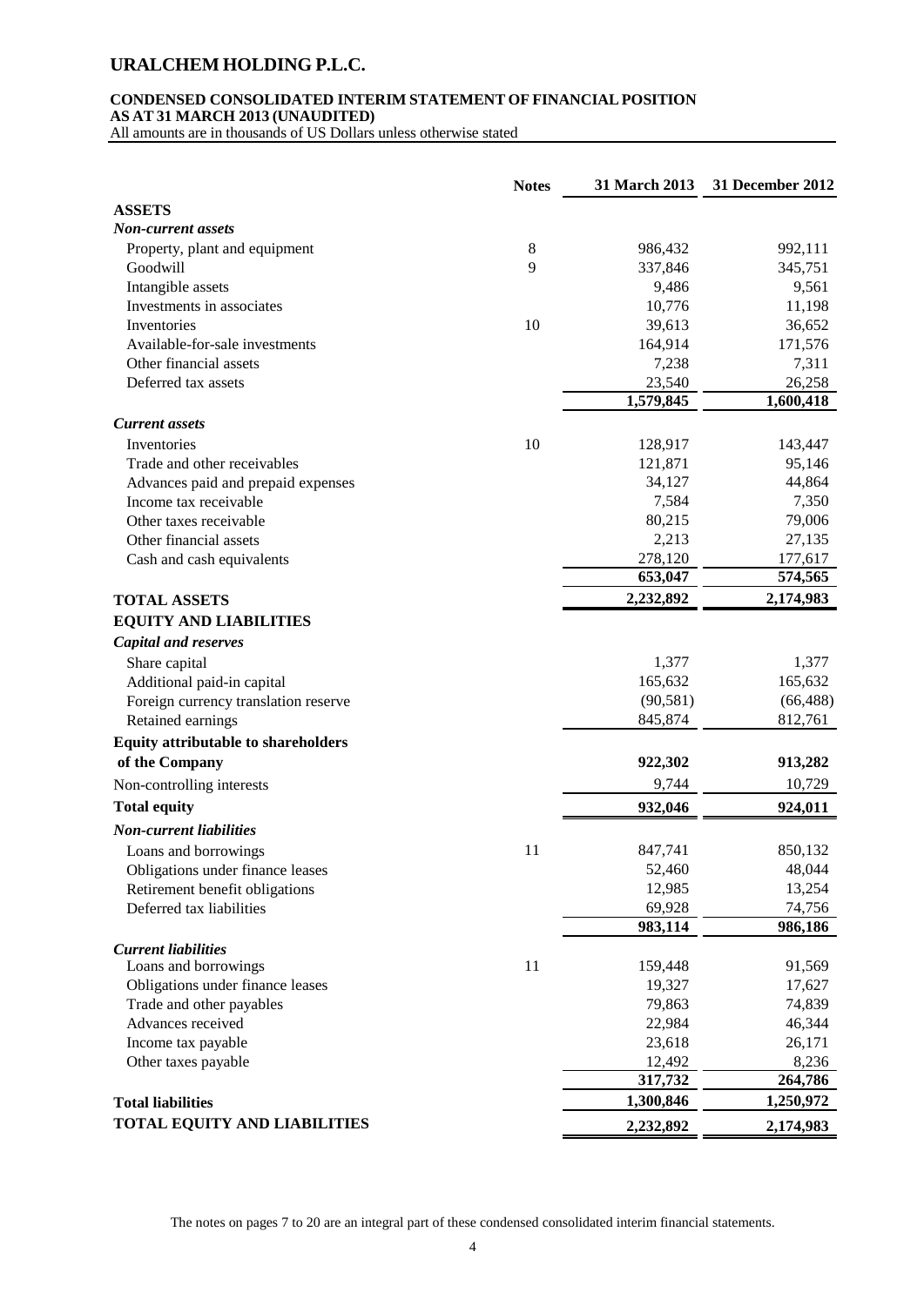# URALCHEM HOLDING P.L.C.

## CONDENSED CONSOLIDATED INTERIM STATEMENT OF FINANCIAL POSITION AS AT 31 MARCH 2013 (UNAUDITED)

All amounts are in thousands of US Dollars unless otherwise stated

| | Notes | 31 March 2013 | 31 December 2012 |
|---|---|---|---|
| **ASSETS** | | | |
| ***Non-current assets*** | | | |
| Property, plant and equipment | 8 | 986,432 | 992,111 |
| Goodwill | 9 | 337,846 | 345,751 |
| Intangible assets | | 9,486 | 9,561 |
| Investments in associates | | 10,776 | 11,198 |
| Inventories | 10 | 39,613 | 36,652 |
| Available-for-sale investments | | 164,914 | 171,576 |
| Other financial assets | | 7,238 | 7,311 |
| Deferred tax assets | | 23,540 | 26,258 |
| | | **1,579,845** | **1,600,418** |
| ***Current assets*** | | | |
| Inventories | 10 | 128,917 | 143,447 |
| Trade and other receivables | | 121,871 | 95,146 |
| Advances paid and prepaid expenses | | 34,127 | 44,864 |
| Income tax receivable | | 7,584 | 7,350 |
| Other taxes receivable | | 80,215 | 79,006 |
| Other financial assets | | 2,213 | 27,135 |
| Cash and cash equivalents | | 278,120 | 177,617 |
| | | **653,047** | **574,565** |
| **TOTAL ASSETS** | | **2,232,892** | **2,174,983** |
| **EQUITY AND LIABILITIES** | | | |
| ***Capital and reserves*** | | | |
| Share capital | | 1,377 | 1,377 |
| Additional paid-in capital | | 165,632 | 165,632 |
| Foreign currency translation reserve | | (90,581) | (66,488) |
| Retained earnings | | 845,874 | 812,761 |
| **Equity attributable to shareholders of the Company** | | **922,302** | **913,282** |
| Non-controlling interests | | 9,744 | 10,729 |
| **Total equity** | | **932,046** | **924,011** |
| ***Non-current liabilities*** | | | |
| Loans and borrowings | 11 | 847,741 | 850,132 |
| Obligations under finance leases | | 52,460 | 48,044 |
| Retirement benefit obligations | | 12,985 | 13,254 |
| Deferred tax liabilities | | 69,928 | 74,756 |
| | | **983,114** | **986,186** |
| ***Current liabilities*** | | | |
| Loans and borrowings | 11 | 159,448 | 91,569 |
| Obligations under finance leases | | 19,327 | 17,627 |
| Trade and other payables | | 79,863 | 74,839 |
| Advances received | | 22,984 | 46,344 |
| Income tax payable | | 23,618 | 26,171 |
| Other taxes payable | | 12,492 | 8,236 |
| | | **317,732** | **264,786** |
| **Total liabilities** | | **1,300,846** | **1,250,972** |
| **TOTAL EQUITY AND LIABILITIES** | | **2,232,892** | **2,174,983** |

The notes on pages 7 to 20 are an integral part of these condensed consolidated interim financial statements.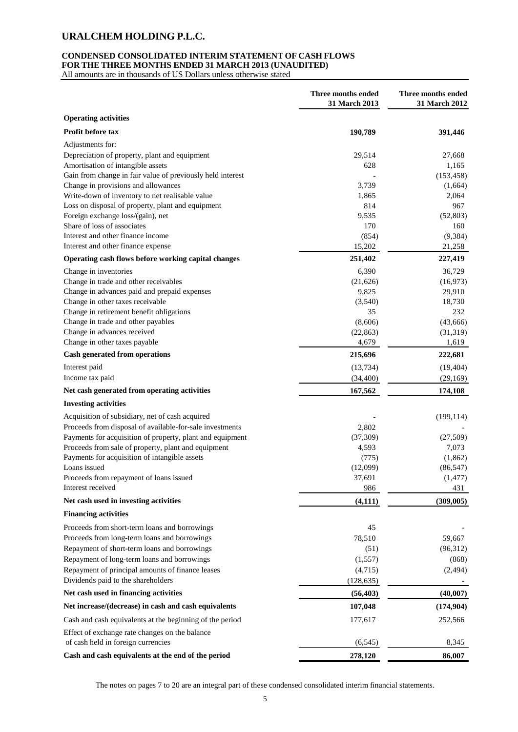# URALCHEM HOLDING P.L.C.

## CONDENSED CONSOLIDATED INTERIM STATEMENT OF CASH FLOWS FOR THE THREE MONTHS ENDED 31 MARCH 2013 (UNAUDITED)

All amounts are in thousands of US Dollars unless otherwise stated

| | Three months ended 31 March 2013 | Three months ended 31 March 2012 |
|---|---|---|
| **Operating activities** | | |
| **Profit before tax** | **190,789** | **391,446** |
| Adjustments for: | | |
| Depreciation of property, plant and equipment | 29,514 | 27,668 |
| Amortisation of intangible assets | 628 | 1,165 |
| Gain from change in fair value of previously held interest | - | (153,458) |
| Change in provisions and allowances | 3,739 | (1,664) |
| Write-down of inventory to net realisable value | 1,865 | 2,064 |
| Loss on disposal of property, plant and equipment | 814 | 967 |
| Foreign exchange loss/(gain), net | 9,535 | (52,803) |
| Share of loss of associates | 170 | 160 |
| Interest and other finance income | (854) | (9,384) |
| Interest and other finance expense | 15,202 | 21,258 |
| **Operating cash flows before working capital changes** | **251,402** | **227,419** |
| Change in inventories | 6,390 | 36,729 |
| Change in trade and other receivables | (21,626) | (16,973) |
| Change in advances paid and prepaid expenses | 9,825 | 29,910 |
| Change in other taxes receivable | (3,540) | 18,730 |
| Change in retirement benefit obligations | 35 | 232 |
| Change in trade and other payables | (8,606) | (43,666) |
| Change in advances received | (22,863) | (31,319) |
| Change in other taxes payable | 4,679 | 1,619 |
| **Cash generated from operations** | **215,696** | **222,681** |
| Interest paid | (13,734) | (19,404) |
| Income tax paid | (34,400) | (29,169) |
| **Net cash generated from operating activities** | **167,562** | **174,108** |
| **Investing activities** | | |
| Acquisition of subsidiary, net of cash acquired | - | (199,114) |
| Proceeds from disposal of available-for-sale investments | 2,802 | - |
| Payments for acquisition of property, plant and equipment | (37,309) | (27,509) |
| Proceeds from sale of property, plant and equipment | 4,593 | 7,073 |
| Payments for acquisition of intangible assets | (775) | (1,862) |
| Loans issued | (12,099) | (86,547) |
| Proceeds from repayment of loans issued | 37,691 | (1,477) |
| Interest received | 986 | 431 |
| **Net cash used in investing activities** | **(4,111)** | **(309,005)** |
| **Financing activities** | | |
| Proceeds from short-term loans and borrowings | 45 | - |
| Proceeds from long-term loans and borrowings | 78,510 | 59,667 |
| Repayment of short-term loans and borrowings | (51) | (96,312) |
| Repayment of long-term loans and borrowings | (1,557) | (868) |
| Repayment of principal amounts of finance leases | (4,715) | (2,494) |
| Dividends paid to the shareholders | (128,635) | - |
| **Net cash used in financing activities** | **(56,403)** | **(40,007)** |
| **Net increase/(decrease) in cash and cash equivalents** | **107,048** | **(174,904)** |
| Cash and cash equivalents at the beginning of the period | 177,617 | 252,566 |
| Effect of exchange rate changes on the balance of cash held in foreign currencies | (6,545) | 8,345 |
| **Cash and cash equivalents at the end of the period** | **278,120** | **86,007** |

The notes on pages 7 to 20 are an integral part of these condensed consolidated interim financial statements.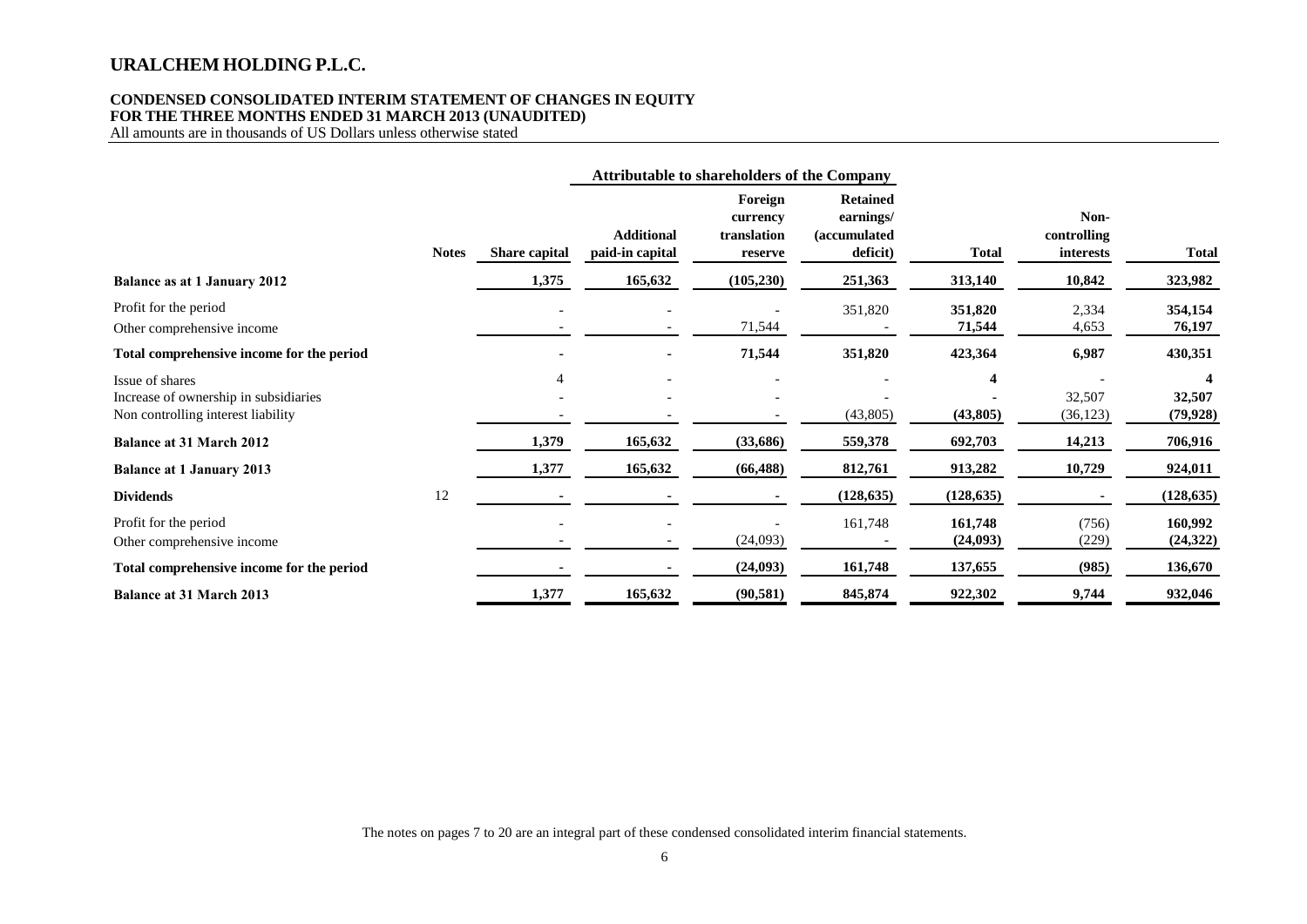# URALCHEM HOLDING P.L.C.

## CONDENSED CONSOLIDATED INTERIM STATEMENT OF CHANGES IN EQUITY FOR THE THREE MONTHS ENDED 31 MARCH 2013 (UNAUDITED)

All amounts are in thousands of US Dollars unless otherwise stated

| | | Attributable to shareholders of the Company | | | | | | |
|---|---|---|---|---|---|---|---|---|
| | **Notes** | **Share capital** | **Additional paid-in capital** | **Foreign currency translation reserve** | **Retained earnings/ (accumulated deficit)** | **Total** | **Non-controlling interests** | **Total** |
| **Balance as at 1 January 2012** | | **1,375** | **165,632** | **(105,230)** | **251,363** | **313,140** | **10,842** | **323,982** |
| Profit for the period | | - | - | - | 351,820 | **351,820** | 2,334 | **354,154** |
| Other comprehensive income | | - | - | 71,544 | - | **71,544** | 4,653 | **76,197** |
| **Total comprehensive income for the period** | | **-** | **-** | **71,544** | **351,820** | **423,364** | **6,987** | **430,351** |
| Issue of shares | | 4 | - | - | - | **4** | - | **4** |
| Increase of ownership in subsidiaries | | - | - | - | - | **-** | 32,507 | **32,507** |
| Non controlling interest liability | | - | - | - | (43,805) | **(43,805)** | (36,123) | **(79,928)** |
| **Balance at 31 March 2012** | | **1,379** | **165,632** | **(33,686)** | **559,378** | **692,703** | **14,213** | **706,916** |
| **Balance at 1 January 2013** | | **1,377** | **165,632** | **(66,488)** | **812,761** | **913,282** | **10,729** | **924,011** |
| **Dividends** | 12 | **-** | **-** | **-** | **(128,635)** | **(128,635)** | **-** | **(128,635)** |
| Profit for the period | | - | - | - | 161,748 | **161,748** | (756) | **160,992** |
| Other comprehensive income | | - | - | (24,093) | - | **(24,093)** | (229) | **(24,322)** |
| **Total comprehensive income for the period** | | **-** | **-** | **(24,093)** | **161,748** | **137,655** | **(985)** | **136,670** |
| **Balance at 31 March 2013** | | **1,377** | **165,632** | **(90,581)** | **845,874** | **922,302** | **9,744** | **932,046** |

The notes on pages 7 to 20 are an integral part of these condensed consolidated interim financial statements.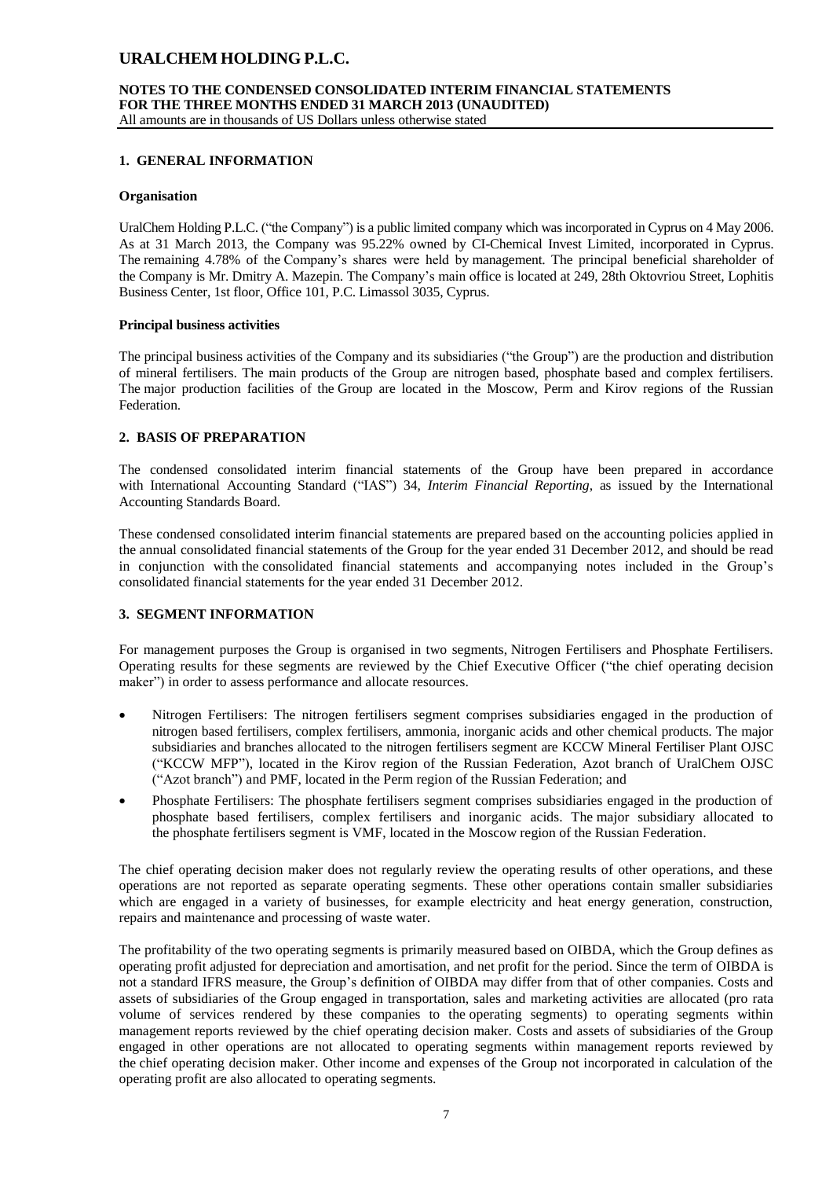# URALCHEM HOLDING P.L.C.

## NOTES TO THE CONDENSED CONSOLIDATED INTERIM FINANCIAL STATEMENTS FOR THE THREE MONTHS ENDED 31 MARCH 2013 (UNAUDITED)

All amounts are in thousands of US Dollars unless otherwise stated

### 1. GENERAL INFORMATION

**Organisation**

UralChem Holding P.L.C. ("the Company") is a public limited company which was incorporated in Cyprus on 4 May 2006. As at 31 March 2013, the Company was 95.22% owned by CI-Chemical Invest Limited, incorporated in Cyprus. The remaining 4.78% of the Company's shares were held by management. The principal beneficial shareholder of the Company is Mr. Dmitry A. Mazepin. The Company's main office is located at 249, 28th Oktovriou Street, Lophitis Business Center, 1st floor, Office 101, P.C. Limassol 3035, Cyprus.

**Principal business activities**

The principal business activities of the Company and its subsidiaries ("the Group") are the production and distribution of mineral fertilisers. The main products of the Group are nitrogen based, phosphate based and complex fertilisers. The major production facilities of the Group are located in the Moscow, Perm and Kirov regions of the Russian Federation.

### 2. BASIS OF PREPARATION

The condensed consolidated interim financial statements of the Group have been prepared in accordance with International Accounting Standard ("IAS") 34, *Interim Financial Reporting*, as issued by the International Accounting Standards Board.

These condensed consolidated interim financial statements are prepared based on the accounting policies applied in the annual consolidated financial statements of the Group for the year ended 31 December 2012, and should be read in conjunction with the consolidated financial statements and accompanying notes included in the Group's consolidated financial statements for the year ended 31 December 2012.

### 3. SEGMENT INFORMATION

For management purposes the Group is organised in two segments, Nitrogen Fertilisers and Phosphate Fertilisers. Operating results for these segments are reviewed by the Chief Executive Officer ("the chief operating decision maker") in order to assess performance and allocate resources.

- Nitrogen Fertilisers: The nitrogen fertilisers segment comprises subsidiaries engaged in the production of nitrogen based fertilisers, complex fertilisers, ammonia, inorganic acids and other chemical products. The major subsidiaries and branches allocated to the nitrogen fertilisers segment are KCCW Mineral Fertiliser Plant OJSC ("KCCW MFP"), located in the Kirov region of the Russian Federation, Azot branch of UralChem OJSC ("Azot branch") and PMF, located in the Perm region of the Russian Federation; and
- Phosphate Fertilisers: The phosphate fertilisers segment comprises subsidiaries engaged in the production of phosphate based fertilisers, complex fertilisers and inorganic acids. The major subsidiary allocated to the phosphate fertilisers segment is VMF, located in the Moscow region of the Russian Federation.

The chief operating decision maker does not regularly review the operating results of other operations, and these operations are not reported as separate operating segments. These other operations contain smaller subsidiaries which are engaged in a variety of businesses, for example electricity and heat energy generation, construction, repairs and maintenance and processing of waste water.

The profitability of the two operating segments is primarily measured based on OIBDA, which the Group defines as operating profit adjusted for depreciation and amortisation, and net profit for the period. Since the term of OIBDA is not a standard IFRS measure, the Group's definition of OIBDA may differ from that of other companies. Costs and assets of subsidiaries of the Group engaged in transportation, sales and marketing activities are allocated (pro rata volume of services rendered by these companies to the operating segments) to operating segments within management reports reviewed by the chief operating decision maker. Costs and assets of subsidiaries of the Group engaged in other operations are not allocated to operating segments within management reports reviewed by the chief operating decision maker. Other income and expenses of the Group not incorporated in calculation of the operating profit are also allocated to operating segments.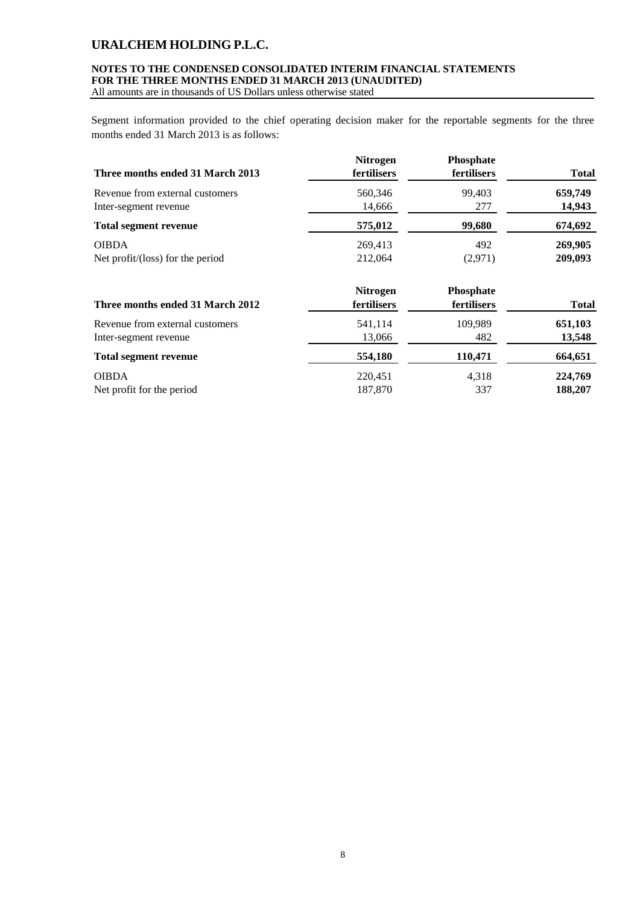Segment information provided to the chief operating decision maker for the reportable segments for the three months ended 31 March 2013 is as follows:

| Three months ended 31 March 2013 | Nitrogen fertilisers | Phosphate fertilisers | Total |
|---|---|---|---|
| Revenue from external customers | 560,346 | 99,403 | **659,749** |
| Inter-segment revenue | 14,666 | 277 | **14,943** |
| **Total segment revenue** | **575,012** | **99,680** | **674,692** |
| OIBDA | 269,413 | 492 | **269,905** |
| Net profit/(loss) for the period | 212,064 | (2,971) | **209,093** |

| Three months ended 31 March 2012 | Nitrogen fertilisers | Phosphate fertilisers | Total |
|---|---|---|---|
| Revenue from external customers | 541,114 | 109,989 | **651,103** |
| Inter-segment revenue | 13,066 | 482 | **13,548** |
| **Total segment revenue** | **554,180** | **110,471** | **664,651** |
| OIBDA | 220,451 | 4,318 | **224,769** |
| Net profit for the period | 187,870 | 337 | **188,207** |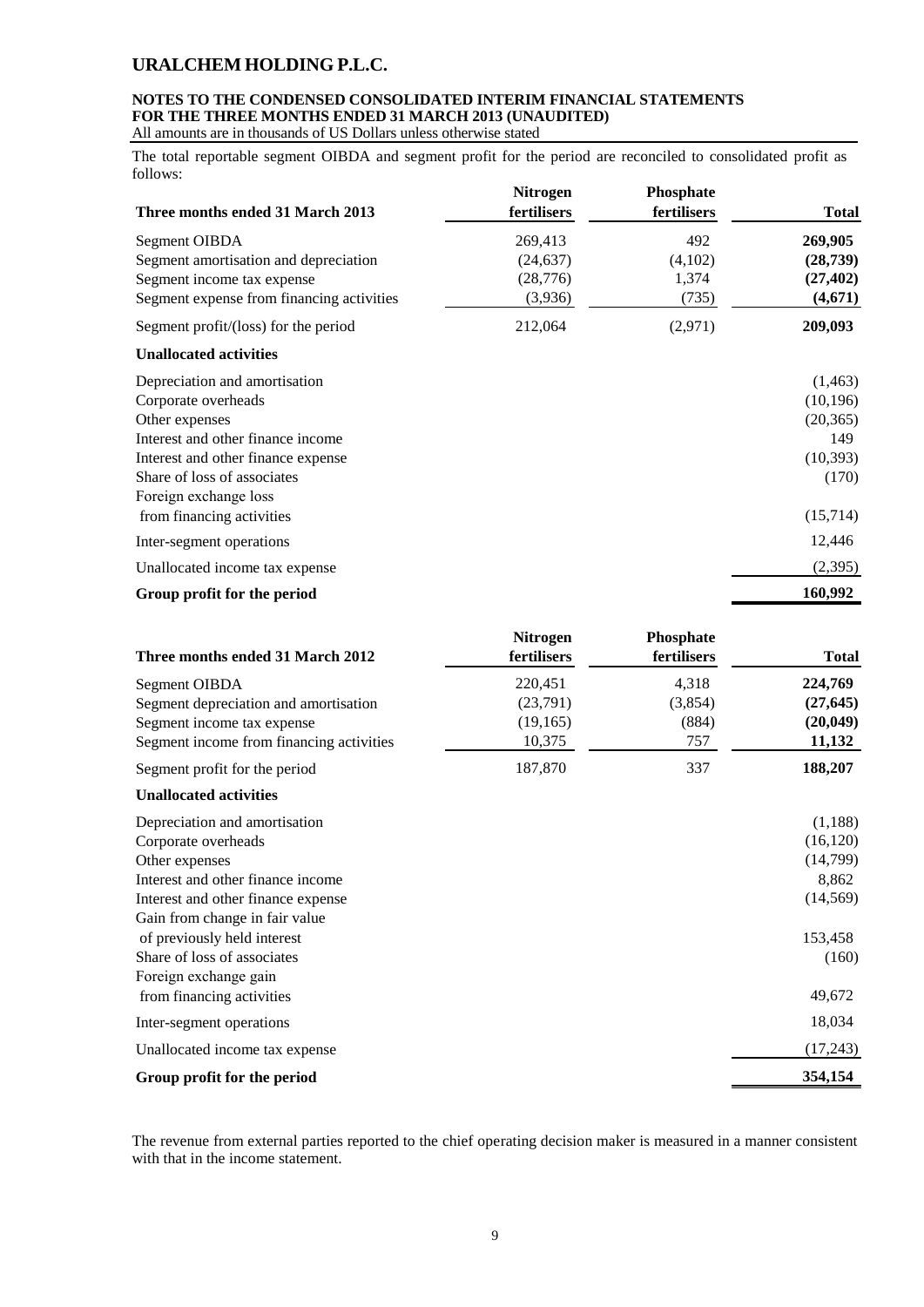The total reportable segment OIBDA and segment profit for the period are reconciled to consolidated profit as follows:

| Three months ended 31 March 2013 | Nitrogen fertilisers | Phosphate fertilisers | Total |
|---|---|---|---|
| Segment OIBDA | 269,413 | 492 | **269,905** |
| Segment amortisation and depreciation | (24,637) | (4,102) | **(28,739)** |
| Segment income tax expense | (28,776) | 1,374 | **(27,402)** |
| Segment expense from financing activities | (3,936) | (735) | **(4,671)** |
| Segment profit/(loss) for the period | 212,064 | (2,971) | **209,093** |
| **Unallocated activities** | | | |
| Depreciation and amortisation | | | (1,463) |
| Corporate overheads | | | (10,196) |
| Other expenses | | | (20,365) |
| Interest and other finance income | | | 149 |
| Interest and other finance expense | | | (10,393) |
| Share of loss of associates | | | (170) |
| Foreign exchange loss from financing activities | | | (15,714) |
| Inter-segment operations | | | 12,446 |
| Unallocated income tax expense | | | (2,395) |
| **Group profit for the period** | | | **160,992** |

| Three months ended 31 March 2012 | Nitrogen fertilisers | Phosphate fertilisers | Total |
|---|---|---|---|
| Segment OIBDA | 220,451 | 4,318 | **224,769** |
| Segment depreciation and amortisation | (23,791) | (3,854) | **(27,645)** |
| Segment income tax expense | (19,165) | (884) | **(20,049)** |
| Segment income from financing activities | 10,375 | 757 | **11,132** |
| Segment profit for the period | 187,870 | 337 | **188,207** |
| **Unallocated activities** | | | |
| Depreciation and amortisation | | | (1,188) |
| Corporate overheads | | | (16,120) |
| Other expenses | | | (14,799) |
| Interest and other finance income | | | 8,862 |
| Interest and other finance expense | | | (14,569) |
| Gain from change in fair value of previously held interest | | | 153,458 |
| Share of loss of associates | | | (160) |
| Foreign exchange gain from financing activities | | | 49,672 |
| Inter-segment operations | | | 18,034 |
| Unallocated income tax expense | | | (17,243) |
| **Group profit for the period** | | | **354,154** |

The revenue from external parties reported to the chief operating decision maker is measured in a manner consistent with that in the income statement.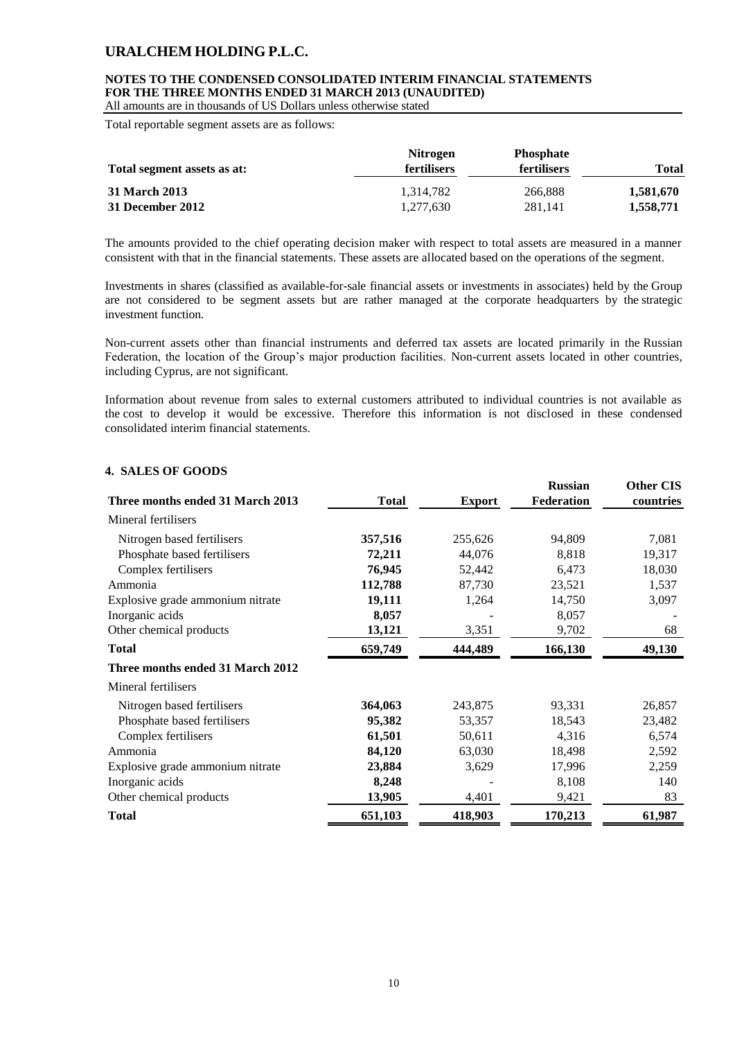Total reportable segment assets are as follows:

| Total segment assets as at: | Nitrogen fertilisers | Phosphate fertilisers | Total |
|---|---|---|---|
| **31 March 2013** | 1,314,782 | 266,888 | **1,581,670** |
| **31 December 2012** | 1,277,630 | 281,141 | **1,558,771** |

The amounts provided to the chief operating decision maker with respect to total assets are measured in a manner consistent with that in the financial statements. These assets are allocated based on the operations of the segment.

Investments in shares (classified as available-for-sale financial assets or investments in associates) held by the Group are not considered to be segment assets but are rather managed at the corporate headquarters by the strategic investment function.

Non-current assets other than financial instruments and deferred tax assets are located primarily in the Russian Federation, the location of the Group's major production facilities. Non-current assets located in other countries, including Cyprus, are not significant.

Information about revenue from sales to external customers attributed to individual countries is not available as the cost to develop it would be excessive. Therefore this information is not disclosed in these condensed consolidated interim financial statements.

## 4. SALES OF GOODS

| Three months ended 31 March 2013 | Total | Export | Russian Federation | Other CIS countries |
|---|---|---|---|---|
| Mineral fertilisers | | | | |
| Nitrogen based fertilisers | **357,516** | 255,626 | 94,809 | 7,081 |
| Phosphate based fertilisers | **72,211** | 44,076 | 8,818 | 19,317 |
| Complex fertilisers | **76,945** | 52,442 | 6,473 | 18,030 |
| Ammonia | **112,788** | 87,730 | 23,521 | 1,537 |
| Explosive grade ammonium nitrate | **19,111** | 1,264 | 14,750 | 3,097 |
| Inorganic acids | **8,057** | - | 8,057 | - |
| Other chemical products | **13,121** | 3,351 | 9,702 | 68 |
| **Total** | **659,749** | **444,489** | **166,130** | **49,130** |
| **Three months ended 31 March 2012** | | | | |
| Mineral fertilisers | | | | |
| Nitrogen based fertilisers | **364,063** | 243,875 | 93,331 | 26,857 |
| Phosphate based fertilisers | **95,382** | 53,357 | 18,543 | 23,482 |
| Complex fertilisers | **61,501** | 50,611 | 4,316 | 6,574 |
| Ammonia | **84,120** | 63,030 | 18,498 | 2,592 |
| Explosive grade ammonium nitrate | **23,884** | 3,629 | 17,996 | 2,259 |
| Inorganic acids | **8,248** | - | 8,108 | 140 |
| Other chemical products | **13,905** | 4,401 | 9,421 | 83 |
| **Total** | **651,103** | **418,903** | **170,213** | **61,987** |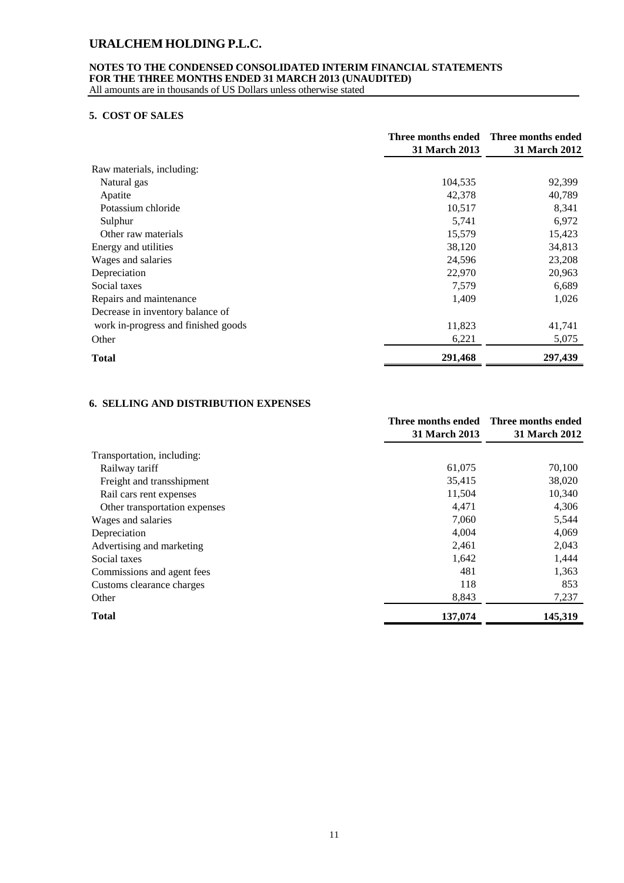# URALCHEM HOLDING P.L.C.

**NOTES TO THE CONDENSED CONSOLIDATED INTERIM FINANCIAL STATEMENTS**
**FOR THE THREE MONTHS ENDED 31 MARCH 2013 (UNAUDITED)**
All amounts are in thousands of US Dollars unless otherwise stated

## 5. COST OF SALES

| | Three months ended 31 March 2013 | Three months ended 31 March 2012 |
|---|---|---|
| Raw materials, including: | | |
| Natural gas | 104,535 | 92,399 |
| Apatite | 42,378 | 40,789 |
| Potassium chloride | 10,517 | 8,341 |
| Sulphur | 5,741 | 6,972 |
| Other raw materials | 15,579 | 15,423 |
| Energy and utilities | 38,120 | 34,813 |
| Wages and salaries | 24,596 | 23,208 |
| Depreciation | 22,970 | 20,963 |
| Social taxes | 7,579 | 6,689 |
| Repairs and maintenance | 1,409 | 1,026 |
| Decrease in inventory balance of work in-progress and finished goods | 11,823 | 41,741 |
| Other | 6,221 | 5,075 |
| **Total** | **291,468** | **297,439** |

## 6. SELLING AND DISTRIBUTION EXPENSES

| | Three months ended 31 March 2013 | Three months ended 31 March 2012 |
|---|---|---|
| Transportation, including: | | |
| Railway tariff | 61,075 | 70,100 |
| Freight and transshipment | 35,415 | 38,020 |
| Rail cars rent expenses | 11,504 | 10,340 |
| Other transportation expenses | 4,471 | 4,306 |
| Wages and salaries | 7,060 | 5,544 |
| Depreciation | 4,004 | 4,069 |
| Advertising and marketing | 2,461 | 2,043 |
| Social taxes | 1,642 | 1,444 |
| Commissions and agent fees | 481 | 1,363 |
| Customs clearance charges | 118 | 853 |
| Other | 8,843 | 7,237 |
| **Total** | **137,074** | **145,319** |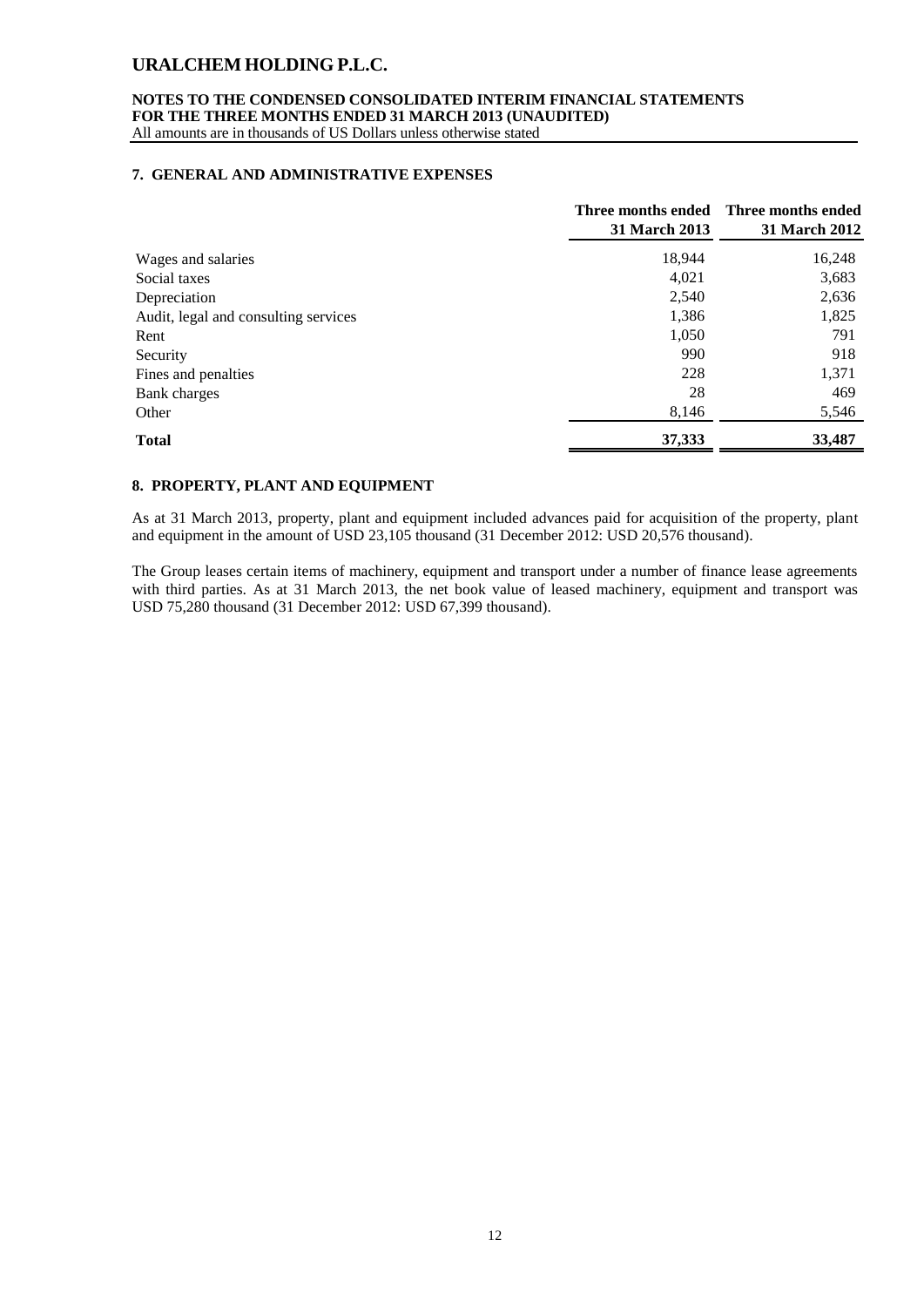## 7. GENERAL AND ADMINISTRATIVE EXPENSES

| | Three months ended 31 March 2013 | Three months ended 31 March 2012 |
|---|---|---|
| Wages and salaries | 18,944 | 16,248 |
| Social taxes | 4,021 | 3,683 |
| Depreciation | 2,540 | 2,636 |
| Audit, legal and consulting services | 1,386 | 1,825 |
| Rent | 1,050 | 791 |
| Security | 990 | 918 |
| Fines and penalties | 228 | 1,371 |
| Bank charges | 28 | 469 |
| Other | 8,146 | 5,546 |
| **Total** | **37,333** | **33,487** |

## 8. PROPERTY, PLANT AND EQUIPMENT

As at 31 March 2013, property, plant and equipment included advances paid for acquisition of the property, plant and equipment in the amount of USD 23,105 thousand (31 December 2012: USD 20,576 thousand).

The Group leases certain items of machinery, equipment and transport under a number of finance lease agreements with third parties. As at 31 March 2013, the net book value of leased machinery, equipment and transport was USD 75,280 thousand (31 December 2012: USD 67,399 thousand).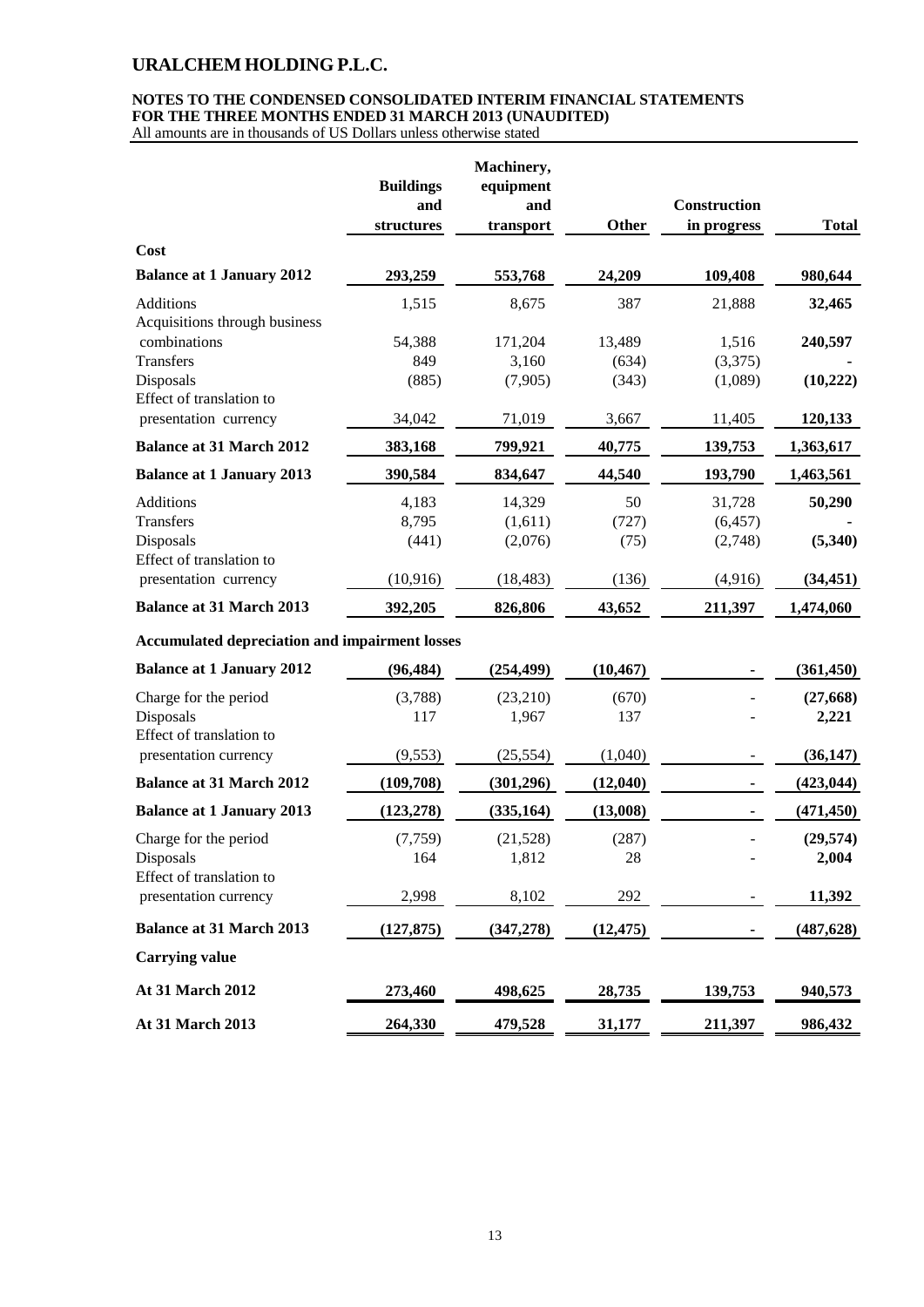| | Buildings and structures | Machinery, equipment and transport | Other | Construction in progress | Total |
|---|---|---|---|---|---|
| **Cost** | | | | | |
| **Balance at 1 January 2012** | 293,259 | 553,768 | 24,209 | 109,408 | 980,644 |
| Additions | 1,515 | 8,675 | 387 | 21,888 | **32,465** |
| Acquisitions through business combinations | 54,388 | 171,204 | 13,489 | 1,516 | **240,597** |
| Transfers | 849 | 3,160 | (634) | (3,375) | **-** |
| Disposals | (885) | (7,905) | (343) | (1,089) | **(10,222)** |
| Effect of translation to presentation currency | 34,042 | 71,019 | 3,667 | 11,405 | **120,133** |
| **Balance at 31 March 2012** | **383,168** | **799,921** | **40,775** | **139,753** | **1,363,617** |
| **Balance at 1 January 2013** | **390,584** | **834,647** | **44,540** | **193,790** | **1,463,561** |
| Additions | 4,183 | 14,329 | 50 | 31,728 | **50,290** |
| Transfers | 8,795 | (1,611) | (727) | (6,457) | **-** |
| Disposals | (441) | (2,076) | (75) | (2,748) | **(5,340)** |
| Effect of translation to presentation currency | (10,916) | (18,483) | (136) | (4,916) | **(34,451)** |
| **Balance at 31 March 2013** | **392,205** | **826,806** | **43,652** | **211,397** | **1,474,060** |
| **Accumulated depreciation and impairment losses** | | | | | |
| **Balance at 1 January 2012** | **(96,484)** | **(254,499)** | **(10,467)** | **-** | **(361,450)** |
| Charge for the period | (3,788) | (23,210) | (670) | - | **(27,668)** |
| Disposals | 117 | 1,967 | 137 | - | **2,221** |
| Effect of translation to presentation currency | (9,553) | (25,554) | (1,040) | - | **(36,147)** |
| **Balance at 31 March 2012** | **(109,708)** | **(301,296)** | **(12,040)** | **-** | **(423,044)** |
| **Balance at 1 January 2013** | **(123,278)** | **(335,164)** | **(13,008)** | **-** | **(471,450)** |
| Charge for the period | (7,759) | (21,528) | (287) | - | **(29,574)** |
| Disposals | 164 | 1,812 | 28 | - | **2,004** |
| Effect of translation to presentation currency | 2,998 | 8,102 | 292 | - | **11,392** |
| **Balance at 31 March 2013** | **(127,875)** | **(347,278)** | **(12,475)** | **-** | **(487,628)** |
| **Carrying value** | | | | | |
| **At 31 March 2012** | **273,460** | **498,625** | **28,735** | **139,753** | **940,573** |
| **At 31 March 2013** | **264,330** | **479,528** | **31,177** | **211,397** | **986,432** |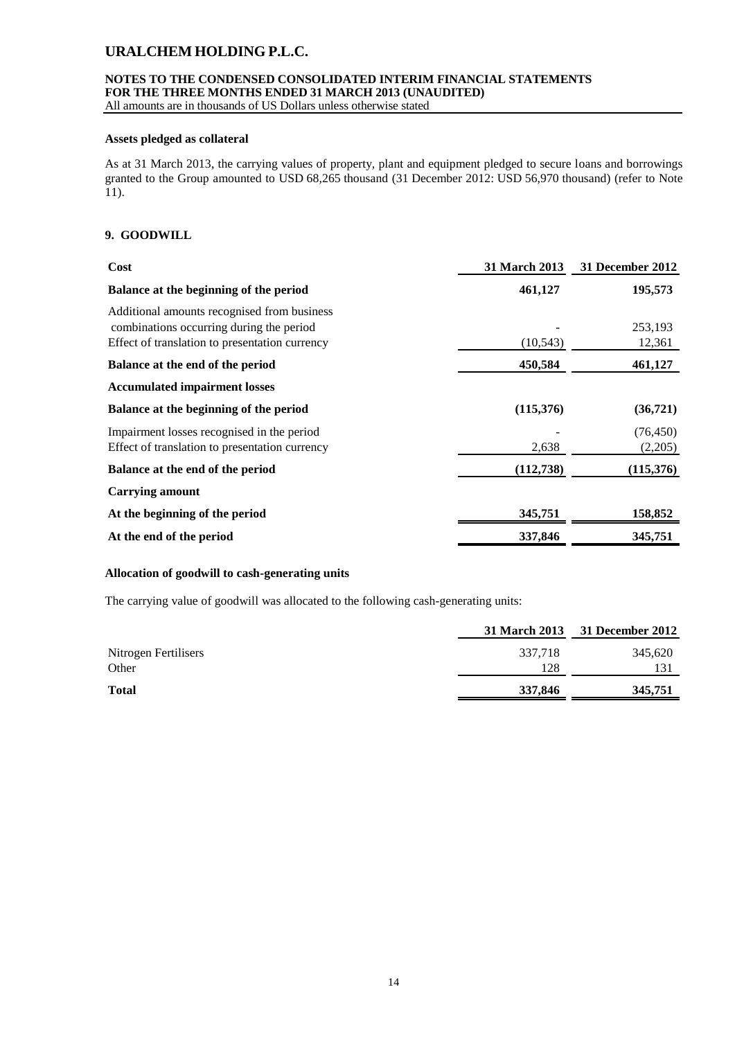**Assets pledged as collateral**

As at 31 March 2013, the carrying values of property, plant and equipment pledged to secure loans and borrowings granted to the Group amounted to USD 68,265 thousand (31 December 2012: USD 56,970 thousand) (refer to Note 11).

## 9. GOODWILL

| **Cost** | **31 March 2013** | **31 December 2012** |
|---|---|---|
| **Balance at the beginning of the period** | **461,127** | **195,573** |
| Additional amounts recognised from business combinations occurring during the period | - | 253,193 |
| Effect of translation to presentation currency | (10,543) | 12,361 |
| **Balance at the end of the period** | **450,584** | **461,127** |
| **Accumulated impairment losses** | | |
| **Balance at the beginning of the period** | **(115,376)** | **(36,721)** |
| Impairment losses recognised in the period | - | (76,450) |
| Effect of translation to presentation currency | 2,638 | (2,205) |
| **Balance at the end of the period** | **(112,738)** | **(115,376)** |
| **Carrying amount** | | |
| **At the beginning of the period** | **345,751** | **158,852** |
| **At the end of the period** | **337,846** | **345,751** |

**Allocation of goodwill to cash-generating units**

The carrying value of goodwill was allocated to the following cash-generating units:

| | **31 March 2013** | **31 December 2012** |
|---|---|---|
| Nitrogen Fertilisers | 337,718 | 345,620 |
| Other | 128 | 131 |
| **Total** | **337,846** | **345,751** |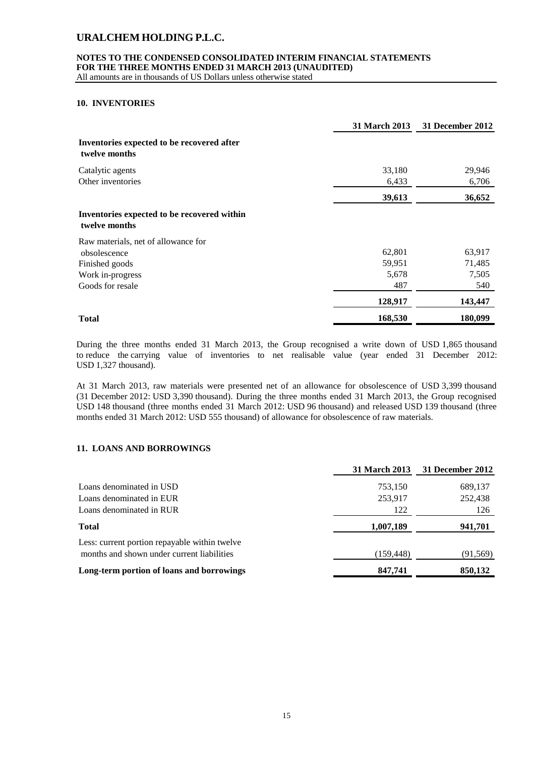## 10. INVENTORIES

| | 31 March 2013 | 31 December 2012 |
|---|---|---|
| **Inventories expected to be recovered after twelve months** | | |
| Catalytic agents | 33,180 | 29,946 |
| Other inventories | 6,433 | 6,706 |
| | **39,613** | **36,652** |
| **Inventories expected to be recovered within twelve months** | | |
| Raw materials, net of allowance for obsolescence | 62,801 | 63,917 |
| Finished goods | 59,951 | 71,485 |
| Work in-progress | 5,678 | 7,505 |
| Goods for resale | 487 | 540 |
| | **128,917** | **143,447** |
| **Total** | **168,530** | **180,099** |

During the three months ended 31 March 2013, the Group recognised a write down of USD 1,865 thousand to reduce the carrying value of inventories to net realisable value (year ended 31 December 2012: USD 1,327 thousand).

At 31 March 2013, raw materials were presented net of an allowance for obsolescence of USD 3,399 thousand (31 December 2012: USD 3,390 thousand). During the three months ended 31 March 2013, the Group recognised USD 148 thousand (three months ended 31 March 2012: USD 96 thousand) and released USD 139 thousand (three months ended 31 March 2012: USD 555 thousand) of allowance for obsolescence of raw materials.

## 11. LOANS AND BORROWINGS

| | 31 March 2013 | 31 December 2012 |
|---|---|---|
| Loans denominated in USD | 753,150 | 689,137 |
| Loans denominated in EUR | 253,917 | 252,438 |
| Loans denominated in RUR | 122 | 126 |
| **Total** | **1,007,189** | **941,701** |
| Less: current portion repayable within twelve months and shown under current liabilities | (159,448) | (91,569) |
| **Long-term portion of loans and borrowings** | **847,741** | **850,132** |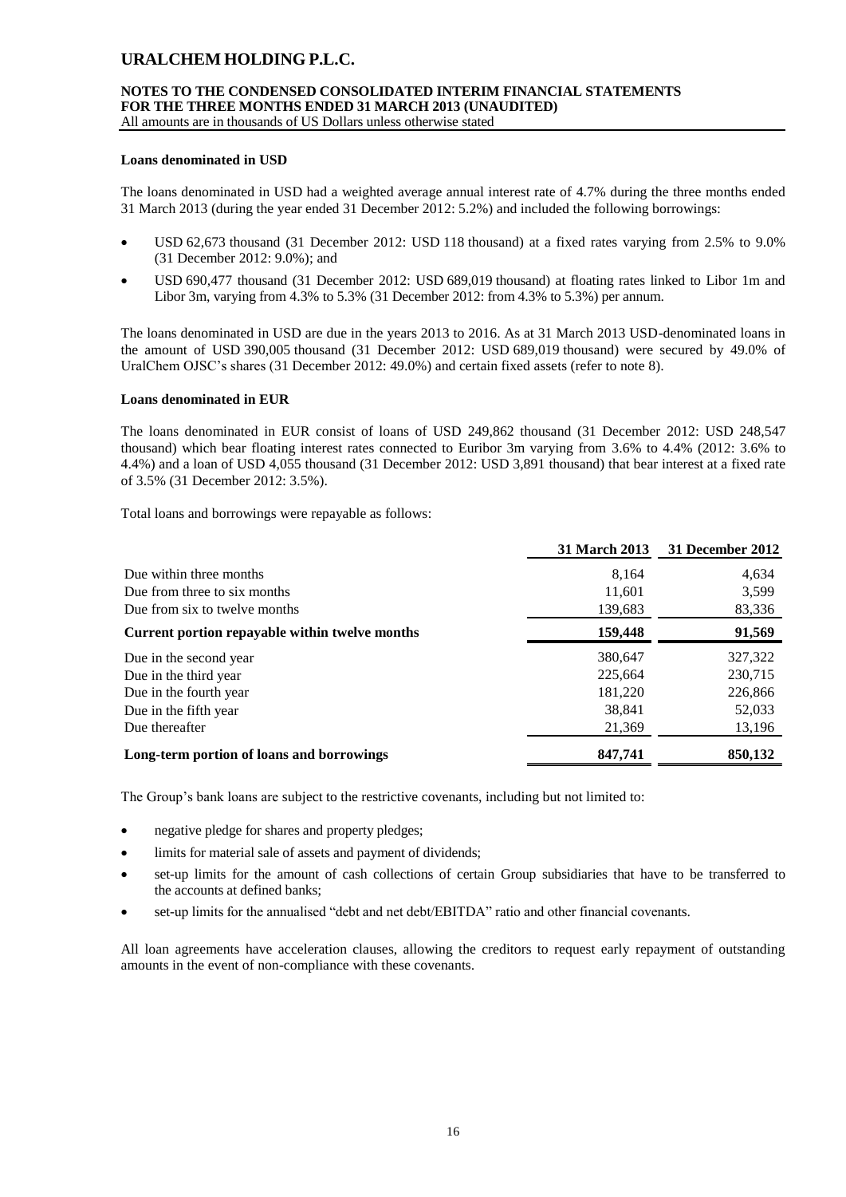**Loans denominated in USD**

The loans denominated in USD had a weighted average annual interest rate of 4.7% during the three months ended 31 March 2013 (during the year ended 31 December 2012: 5.2%) and included the following borrowings:

- USD 62,673 thousand (31 December 2012: USD 118 thousand) at a fixed rates varying from 2.5% to 9.0% (31 December 2012: 9.0%); and
- USD 690,477 thousand (31 December 2012: USD 689,019 thousand) at floating rates linked to Libor 1m and Libor 3m, varying from 4.3% to 5.3% (31 December 2012: from 4.3% to 5.3%) per annum.

The loans denominated in USD are due in the years 2013 to 2016. As at 31 March 2013 USD-denominated loans in the amount of USD 390,005 thousand (31 December 2012: USD 689,019 thousand) were secured by 49.0% of UralChem OJSC's shares (31 December 2012: 49.0%) and certain fixed assets (refer to note 8).

**Loans denominated in EUR**

The loans denominated in EUR consist of loans of USD 249,862 thousand (31 December 2012: USD 248,547 thousand) which bear floating interest rates connected to Euribor 3m varying from 3.6% to 4.4% (2012: 3.6% to 4.4%) and a loan of USD 4,055 thousand (31 December 2012: USD 3,891 thousand) that bear interest at a fixed rate of 3.5% (31 December 2012: 3.5%).

Total loans and borrowings were repayable as follows:

| | 31 March 2013 | 31 December 2012 |
|---|---|---|
| Due within three months | 8,164 | 4,634 |
| Due from three to six months | 11,601 | 3,599 |
| Due from six to twelve months | 139,683 | 83,336 |
| **Current portion repayable within twelve months** | **159,448** | **91,569** |
| Due in the second year | 380,647 | 327,322 |
| Due in the third year | 225,664 | 230,715 |
| Due in the fourth year | 181,220 | 226,866 |
| Due in the fifth year | 38,841 | 52,033 |
| Due thereafter | 21,369 | 13,196 |
| **Long-term portion of loans and borrowings** | **847,741** | **850,132** |

The Group's bank loans are subject to the restrictive covenants, including but not limited to:

- negative pledge for shares and property pledges;
- limits for material sale of assets and payment of dividends;
- set-up limits for the amount of cash collections of certain Group subsidiaries that have to be transferred to the accounts at defined banks;
- set-up limits for the annualised "debt and net debt/EBITDA" ratio and other financial covenants.

All loan agreements have acceleration clauses, allowing the creditors to request early repayment of outstanding amounts in the event of non-compliance with these covenants.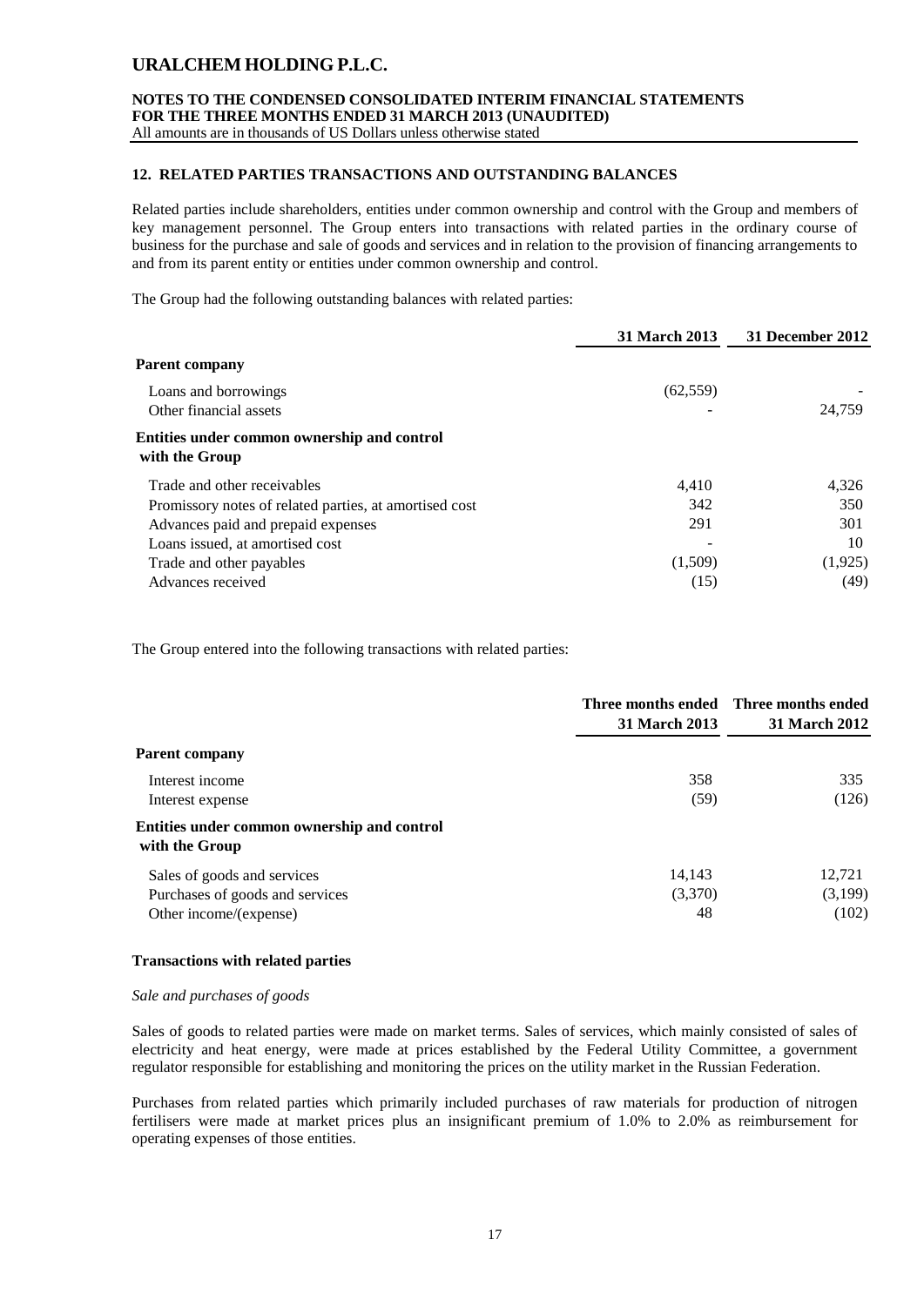## 12. RELATED PARTIES TRANSACTIONS AND OUTSTANDING BALANCES

Related parties include shareholders, entities under common ownership and control with the Group and members of key management personnel. The Group enters into transactions with related parties in the ordinary course of business for the purchase and sale of goods and services and in relation to the provision of financing arrangements to and from its parent entity or entities under common ownership and control.

The Group had the following outstanding balances with related parties:

| | 31 March 2013 | 31 December 2012 |
|---|---|---|
| **Parent company** | | |
| Loans and borrowings | (62,559) | - |
| Other financial assets | - | 24,759 |
| **Entities under common ownership and control with the Group** | | |
| Trade and other receivables | 4,410 | 4,326 |
| Promissory notes of related parties, at amortised cost | 342 | 350 |
| Advances paid and prepaid expenses | 291 | 301 |
| Loans issued, at amortised cost | - | 10 |
| Trade and other payables | (1,509) | (1,925) |
| Advances received | (15) | (49) |

The Group entered into the following transactions with related parties:

| | Three months ended 31 March 2013 | Three months ended 31 March 2012 |
|---|---|---|
| **Parent company** | | |
| Interest income | 358 | 335 |
| Interest expense | (59) | (126) |
| **Entities under common ownership and control with the Group** | | |
| Sales of goods and services | 14,143 | 12,721 |
| Purchases of goods and services | (3,370) | (3,199) |
| Other income/(expense) | 48 | (102) |

### Transactions with related parties

*Sale and purchases of goods*

Sales of goods to related parties were made on market terms. Sales of services, which mainly consisted of sales of electricity and heat energy, were made at prices established by the Federal Utility Committee, a government regulator responsible for establishing and monitoring the prices on the utility market in the Russian Federation.

Purchases from related parties which primarily included purchases of raw materials for production of nitrogen fertilisers were made at market prices plus an insignificant premium of 1.0% to 2.0% as reimbursement for operating expenses of those entities.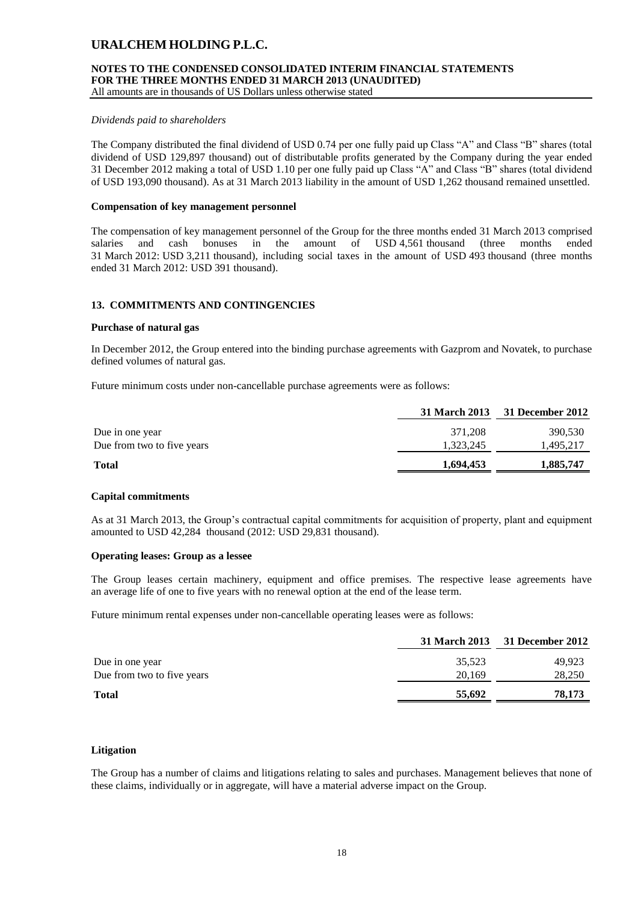*Dividends paid to shareholders*

The Company distributed the final dividend of USD 0.74 per one fully paid up Class "A" and Class "B" shares (total dividend of USD 129,897 thousand) out of distributable profits generated by the Company during the year ended 31 December 2012 making a total of USD 1.10 per one fully paid up Class "A" and Class "B" shares (total dividend of USD 193,090 thousand). As at 31 March 2013 liability in the amount of USD 1,262 thousand remained unsettled.

**Compensation of key management personnel**

The compensation of key management personnel of the Group for the three months ended 31 March 2013 comprised salaries and cash bonuses in the amount of USD 4,561 thousand (three months ended 31 March 2012: USD 3,211 thousand), including social taxes in the amount of USD 493 thousand (three months ended 31 March 2012: USD 391 thousand).

## 13. COMMITMENTS AND CONTINGENCIES

**Purchase of natural gas**

In December 2012, the Group entered into the binding purchase agreements with Gazprom and Novatek, to purchase defined volumes of natural gas.

Future minimum costs under non-cancellable purchase agreements were as follows:

| | 31 March 2013 | 31 December 2012 |
|---|---|---|
| Due in one year | 371,208 | 390,530 |
| Due from two to five years | 1,323,245 | 1,495,217 |
| **Total** | **1,694,453** | **1,885,747** |

**Capital commitments**

As at 31 March 2013, the Group's contractual capital commitments for acquisition of property, plant and equipment amounted to USD 42,284 thousand (2012: USD 29,831 thousand).

**Operating leases: Group as a lessee**

The Group leases certain machinery, equipment and office premises. The respective lease agreements have an average life of one to five years with no renewal option at the end of the lease term.

Future minimum rental expenses under non-cancellable operating leases were as follows:

| | 31 March 2013 | 31 December 2012 |
|---|---|---|
| Due in one year | 35,523 | 49,923 |
| Due from two to five years | 20,169 | 28,250 |
| **Total** | **55,692** | **78,173** |

**Litigation**

The Group has a number of claims and litigations relating to sales and purchases. Management believes that none of these claims, individually or in aggregate, will have a material adverse impact on the Group.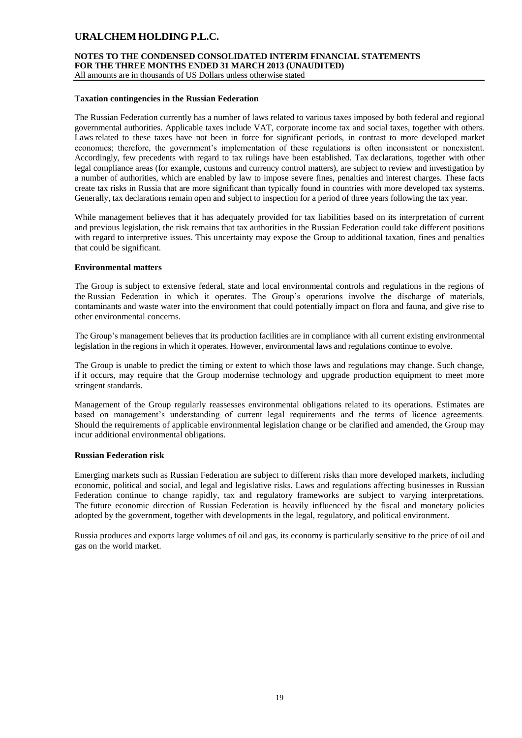**Taxation contingencies in the Russian Federation**

The Russian Federation currently has a number of laws related to various taxes imposed by both federal and regional governmental authorities. Applicable taxes include VAT, corporate income tax and social taxes, together with others. Laws related to these taxes have not been in force for significant periods, in contrast to more developed market economies; therefore, the government's implementation of these regulations is often inconsistent or nonexistent. Accordingly, few precedents with regard to tax rulings have been established. Tax declarations, together with other legal compliance areas (for example, customs and currency control matters), are subject to review and investigation by a number of authorities, which are enabled by law to impose severe fines, penalties and interest charges. These facts create tax risks in Russia that are more significant than typically found in countries with more developed tax systems. Generally, tax declarations remain open and subject to inspection for a period of three years following the tax year.

While management believes that it has adequately provided for tax liabilities based on its interpretation of current and previous legislation, the risk remains that tax authorities in the Russian Federation could take different positions with regard to interpretive issues. This uncertainty may expose the Group to additional taxation, fines and penalties that could be significant.

**Environmental matters**

The Group is subject to extensive federal, state and local environmental controls and regulations in the regions of the Russian Federation in which it operates. The Group's operations involve the discharge of materials, contaminants and waste water into the environment that could potentially impact on flora and fauna, and give rise to other environmental concerns.

The Group's management believes that its production facilities are in compliance with all current existing environmental legislation in the regions in which it operates. However, environmental laws and regulations continue to evolve.

The Group is unable to predict the timing or extent to which those laws and regulations may change. Such change, if it occurs, may require that the Group modernise technology and upgrade production equipment to meet more stringent standards.

Management of the Group regularly reassesses environmental obligations related to its operations. Estimates are based on management's understanding of current legal requirements and the terms of licence agreements. Should the requirements of applicable environmental legislation change or be clarified and amended, the Group may incur additional environmental obligations.

**Russian Federation risk**

Emerging markets such as Russian Federation are subject to different risks than more developed markets, including economic, political and social, and legal and legislative risks. Laws and regulations affecting businesses in Russian Federation continue to change rapidly, tax and regulatory frameworks are subject to varying interpretations. The future economic direction of Russian Federation is heavily influenced by the fiscal and monetary policies adopted by the government, together with developments in the legal, regulatory, and political environment.

Russia produces and exports large volumes of oil and gas, its economy is particularly sensitive to the price of oil and gas on the world market.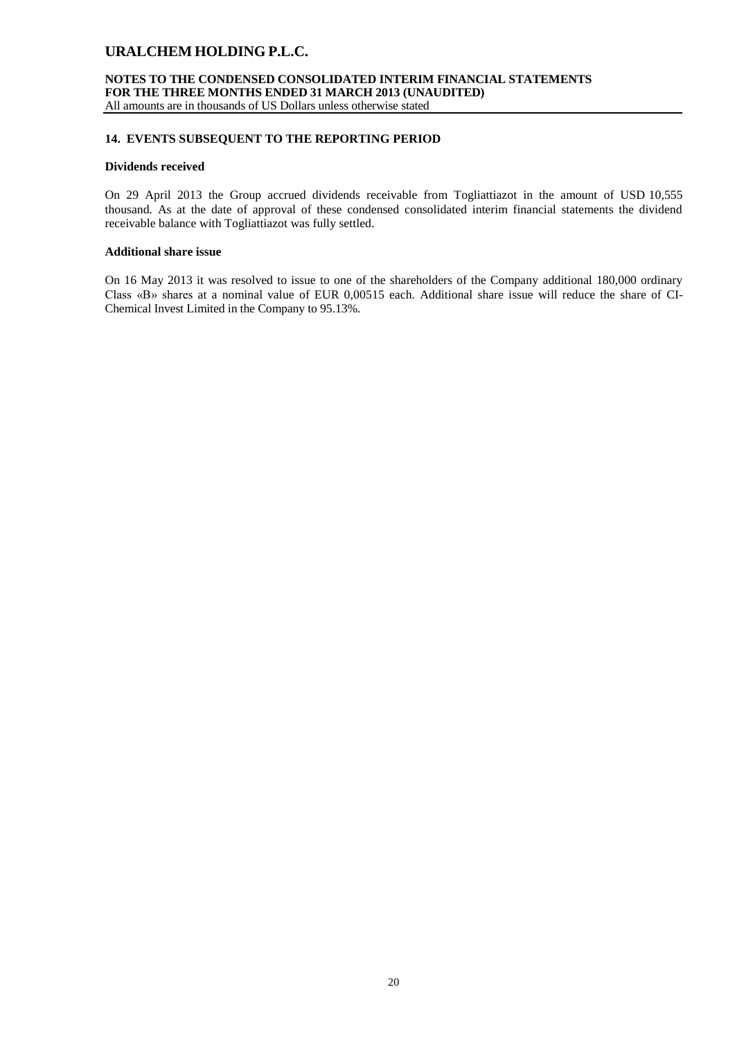## 14. EVENTS SUBSEQUENT TO THE REPORTING PERIOD

### Dividends received

On 29 April 2013 the Group accrued dividends receivable from Togliattiazot in the amount of USD 10,555 thousand. As at the date of approval of these condensed consolidated interim financial statements the dividend receivable balance with Togliattiazot was fully settled.

### Additional share issue

On 16 May 2013 it was resolved to issue to one of the shareholders of the Company additional 180,000 ordinary Class «B» shares at a nominal value of EUR 0,00515 each. Additional share issue will reduce the share of CI-Chemical Invest Limited in the Company to 95.13%.